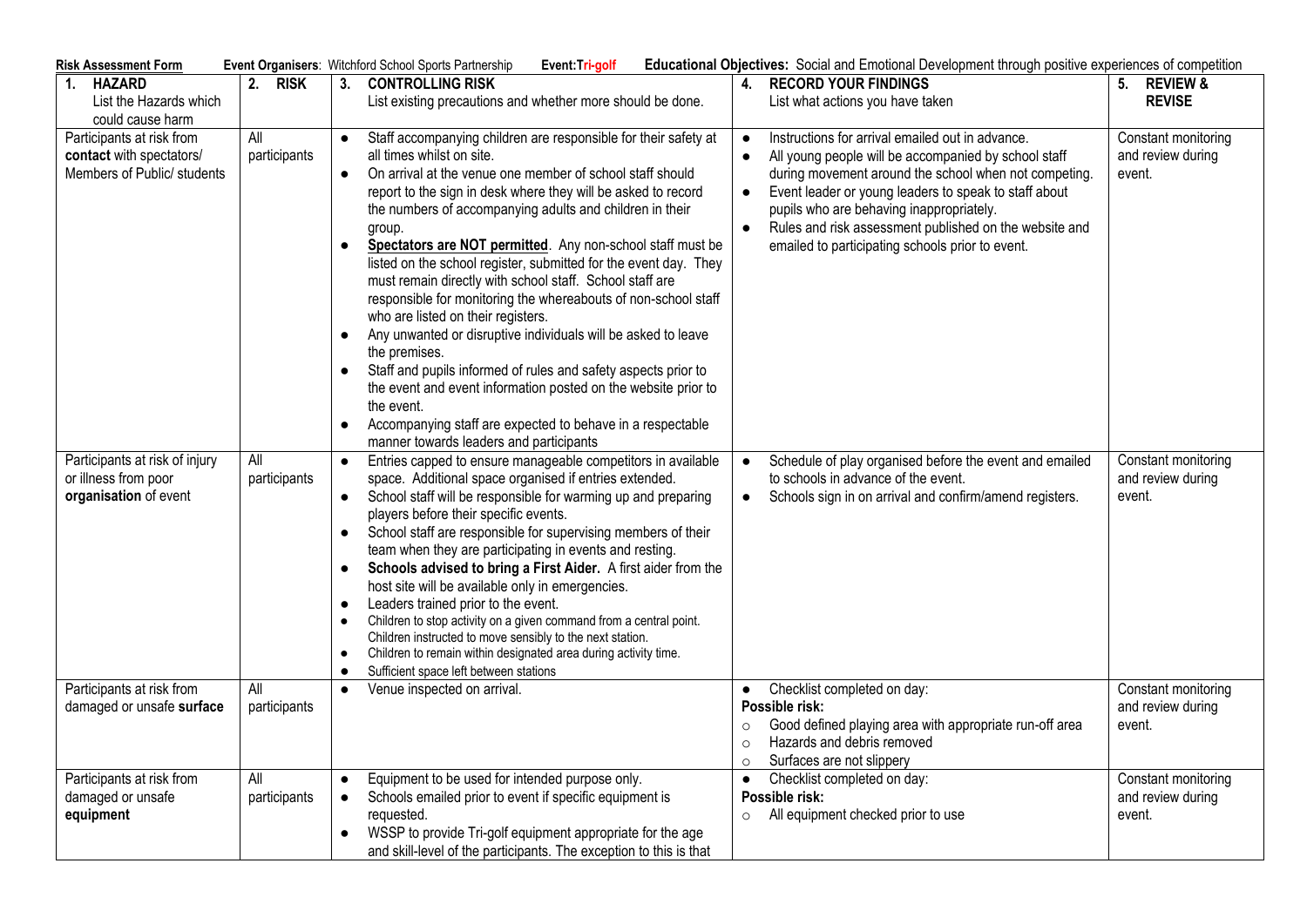**Risk Assessment Form** **Event Organisers**: Witchford School Sports Partnership **Event:Tri-golf** **Educational Objectives:** Social and Emotional Development through positive experiences of competition

| 1. HAZARD<br>List the Hazards which could cause harm | 2. RISK | 3. CONTROLLING RISK<br>List existing precautions and whether more should be done. | 4. RECORD YOUR FINDINGS<br>List what actions you have taken | 5. REVIEW & REVISE |
|---|---|---|---|---|
| Participants at risk from **contact** with spectators/ Members of Public/ students | All participants | • Staff accompanying children are responsible for their safety at all times whilst on site.<br>• On arrival at the venue one member of school staff should report to the sign in desk where they will be asked to record the numbers of accompanying adults and children in their group.<br>• **Spectators are NOT permitted**. Any non-school staff must be listed on the school register, submitted for the event day. They must remain directly with school staff. School staff are responsible for monitoring the whereabouts of non-school staff who are listed on their registers.<br>• Any unwanted or disruptive individuals will be asked to leave the premises.<br>• Staff and pupils informed of rules and safety aspects prior to the event and event information posted on the website prior to the event.<br>• Accompanying staff are expected to behave in a respectable manner towards leaders and participants | • Instructions for arrival emailed out in advance.<br>• All young people will be accompanied by school staff during movement around the school when not competing.<br>• Event leader or young leaders to speak to staff about pupils who are behaving inappropriately.<br>• Rules and risk assessment published on the website and emailed to participating schools prior to event. | Constant monitoring and review during event. |
| Participants at risk of injury or illness from poor **organisation** of event | All participants | • Entries capped to ensure manageable competitors in available space. Additional space organised if entries extended.<br>• School staff will be responsible for warming up and preparing players before their specific events.<br>• School staff are responsible for supervising members of their team when they are participating in events and resting.<br>• **Schools advised to bring a First Aider.** A first aider from the host site will be available only in emergencies.<br>• Leaders trained prior to the event.<br>• Children to stop activity on a given command from a central point. Children instructed to move sensibly to the next station.<br>• Children to remain within designated area during activity time.<br>• Sufficient space left between stations | • Schedule of play organised before the event and emailed to schools in advance of the event.<br>• Schools sign in on arrival and confirm/amend registers. | Constant monitoring and review during event. |
| Participants at risk from damaged or unsafe **surface** | All participants | • Venue inspected on arrival. | • Checklist completed on day:<br>**Possible risk:**<br>○ Good defined playing area with appropriate run-off area<br>○ Hazards and debris removed<br>○ Surfaces are not slippery | Constant monitoring and review during event. |
| Participants at risk from damaged or unsafe **equipment** | All participants | • Equipment to be used for intended purpose only.<br>• Schools emailed prior to event if specific equipment is requested.<br>• WSSP to provide Tri-golf equipment appropriate for the age and skill-level of the participants. The exception to this is that | • Checklist completed on day:<br>**Possible risk:**<br>○ All equipment checked prior to use | Constant monitoring and review during event. |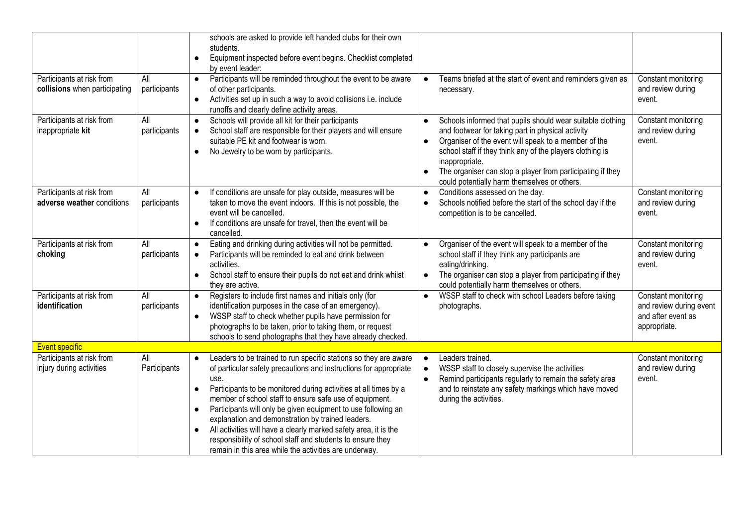| | | | | |
|---|---|---|---|---|
| | | schools are asked to provide left handed clubs for their own students.<br>● Equipment inspected before event begins. Checklist completed by event leader: | | |
| Participants at risk from **collisions** when participating | All participants | ● Participants will be reminded throughout the event to be aware of other participants.<br>● Activities set up in such a way to avoid collisions i.e. include runoffs and clearly define activity areas. | ● Teams briefed at the start of event and reminders given as necessary. | Constant monitoring and review during event. |
| Participants at risk from inappropriate **kit** | All participants | ● Schools will provide all kit for their participants<br>● School staff are responsible for their players and will ensure suitable PE kit and footwear is worn.<br>● No Jewelry to be worn by participants. | ● Schools informed that pupils should wear suitable clothing and footwear for taking part in physical activity<br>● Organiser of the event will speak to a member of the school staff if they think any of the players clothing is inappropriate.<br>● The organiser can stop a player from participating if they could potentially harm themselves or others. | Constant monitoring and review during event. |
| Participants at risk from **adverse weather** conditions | All participants | ● If conditions are unsafe for play outside, measures will be taken to move the event indoors. If this is not possible, the event will be cancelled.<br>● If conditions are unsafe for travel, then the event will be cancelled. | ● Conditions assessed on the day.<br>● Schools notified before the start of the school day if the competition is to be cancelled. | Constant monitoring and review during event. |
| Participants at risk from **choking** | All participants | ● Eating and drinking during activities will not be permitted.<br>● Participants will be reminded to eat and drink between activities.<br>● School staff to ensure their pupils do not eat and drink whilst they are active. | ● Organiser of the event will speak to a member of the school staff if they think any participants are eating/drinking.<br>● The organiser can stop a player from participating if they could potentially harm themselves or others. | Constant monitoring and review during event. |
| Participants at risk from **identification** | All participants | ● Registers to include first names and initials only (for identification purposes in the case of an emergency).<br>● WSSP staff to check whether pupils have permission for photographs to be taken, prior to taking them, or request schools to send photographs that they have already checked. | ● WSSP staff to check with school Leaders before taking photographs. | Constant monitoring and review during event and after event as appropriate. |
| Event specific | | | | |
| Participants at risk from injury during activities | All Participants | ● Leaders to be trained to run specific stations so they are aware of particular safety precautions and instructions for appropriate use.<br>● Participants to be monitored during activities at all times by a member of school staff to ensure safe use of equipment.<br>● Participants will only be given equipment to use following an explanation and demonstration by trained leaders.<br>● All activities will have a clearly marked safety area, it is the responsibility of school staff and students to ensure they remain in this area while the activities are underway. | ● Leaders trained.<br>● WSSP staff to closely supervise the activities<br>● Remind participants regularly to remain the safety area and to reinstate any safety markings which have moved during the activities. | Constant monitoring and review during event. |